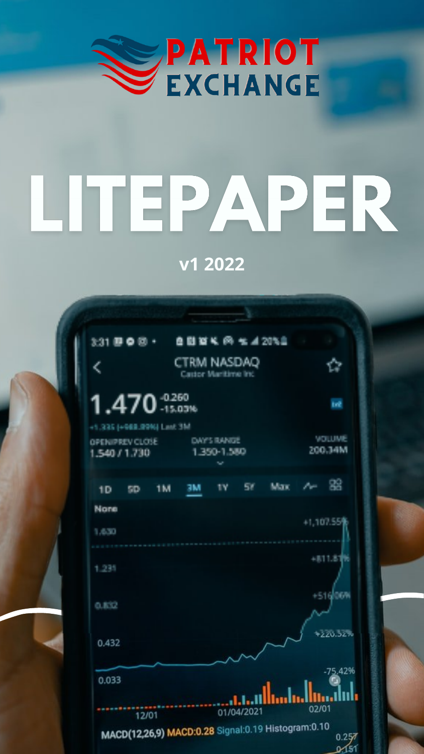# PATRIOT EXCHANGE

# LITEPAPER

v1 2022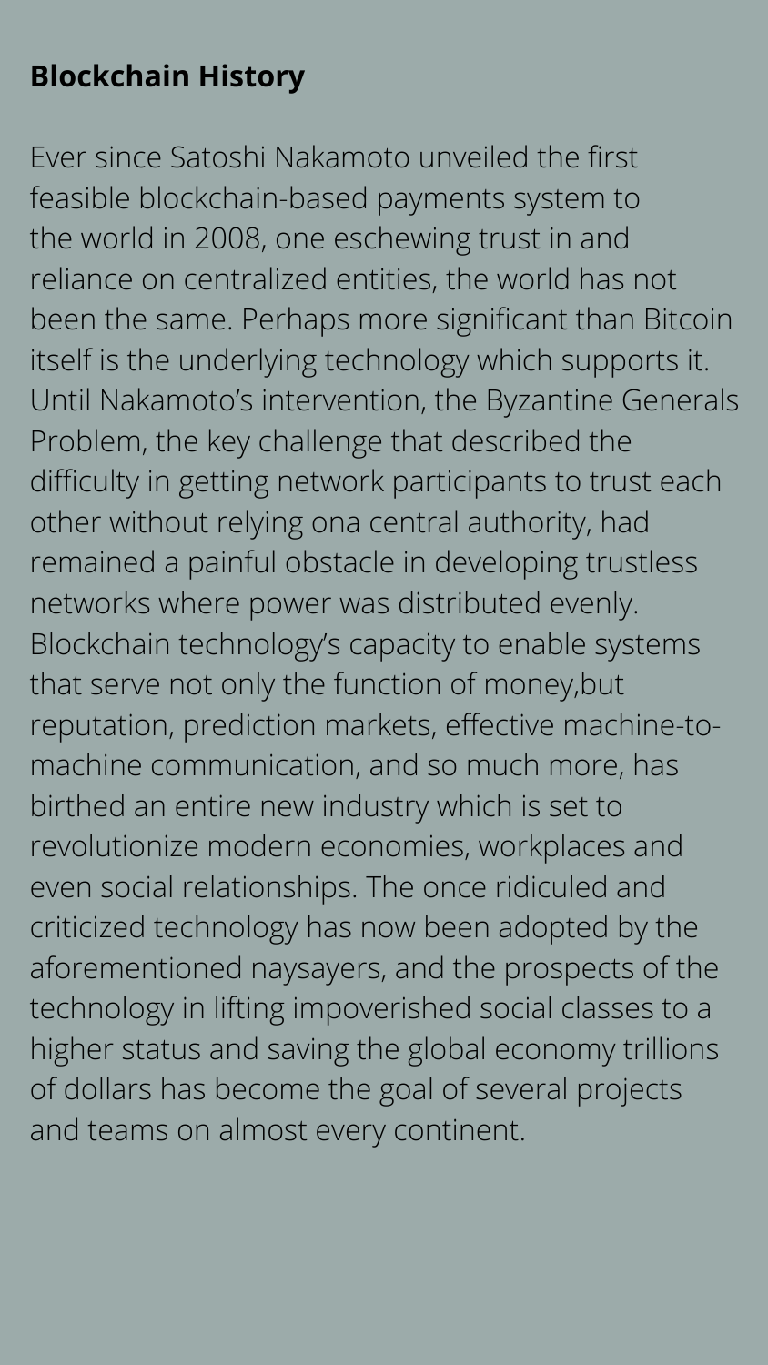**Blockchain History**

Ever since Satoshi Nakamoto unveiled the first feasible blockchain-based payments system to the world in 2008, one eschewing trust in and reliance on centralized entities, the world has not been the same. Perhaps more significant than Bitcoin itself is the underlying technology which supports it. Until Nakamoto's intervention, the Byzantine Generals Problem, the key challenge that described the difficulty in getting network participants to trust each other without relying ona central authority, had remained a painful obstacle in developing trustless networks where power was distributed evenly. Blockchain technology's capacity to enable systems that serve not only the function of money,but reputation, prediction markets, effective machine-to-machine communication, and so much more, has birthed an entire new industry which is set to revolutionize modern economies, workplaces and even social relationships. The once ridiculed and criticized technology has now been adopted by the aforementioned naysayers, and the prospects of the technology in lifting impoverished social classes to a higher status and saving the global economy trillions of dollars has become the goal of several projects and teams on almost every continent.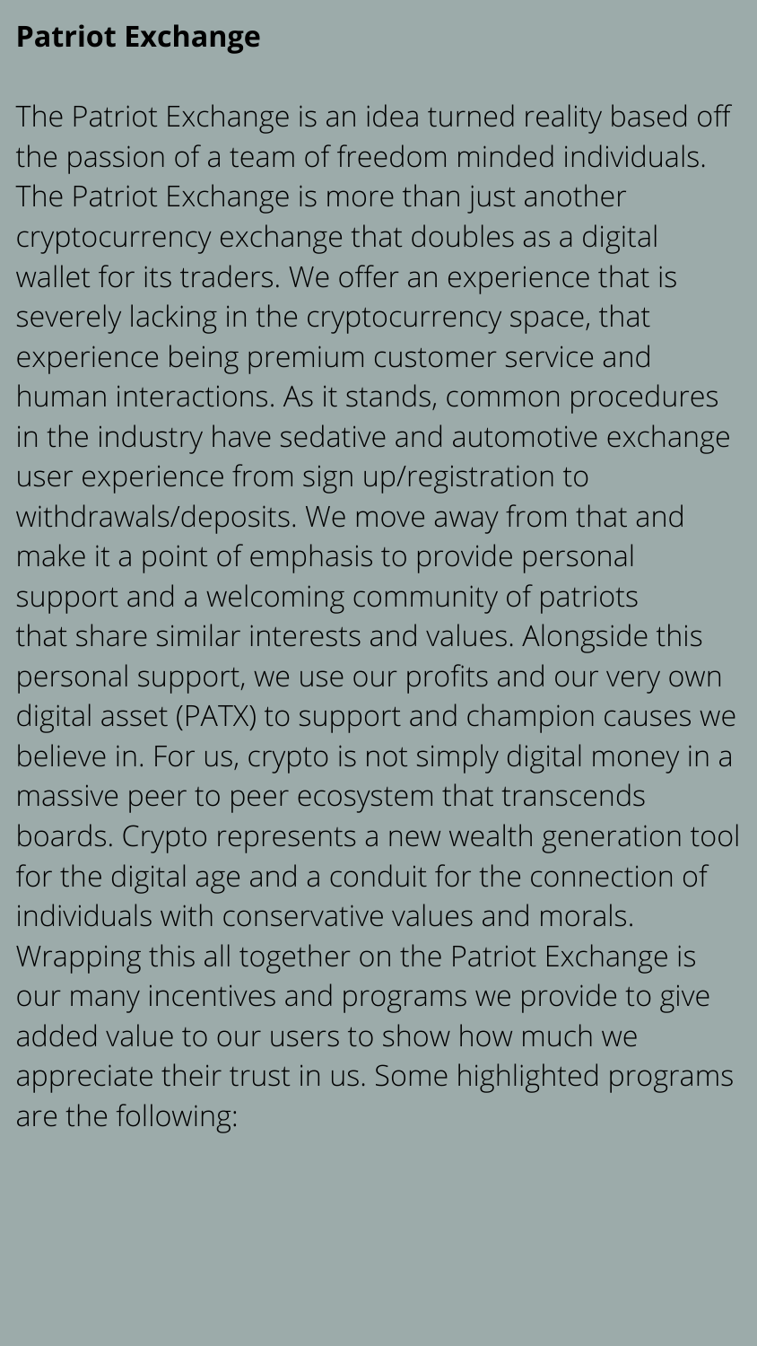**Patriot Exchange**

The Patriot Exchange is an idea turned reality based off the passion of a team of freedom minded individuals. The Patriot Exchange is more than just another cryptocurrency exchange that doubles as a digital wallet for its traders. We offer an experience that is severely lacking in the cryptocurrency space, that experience being premium customer service and human interactions. As it stands, common procedures in the industry have sedative and automotive exchange user experience from sign up/registration to withdrawals/deposits. We move away from that and make it a point of emphasis to provide personal support and a welcoming community of patriots that share similar interests and values. Alongside this personal support, we use our profits and our very own digital asset (PATX) to support and champion causes we believe in. For us, crypto is not simply digital money in a massive peer to peer ecosystem that transcends boards. Crypto represents a new wealth generation tool for the digital age and a conduit for the connection of individuals with conservative values and morals. Wrapping this all together on the Patriot Exchange is our many incentives and programs we provide to give added value to our users to show how much we appreciate their trust in us. Some highlighted programs are the following: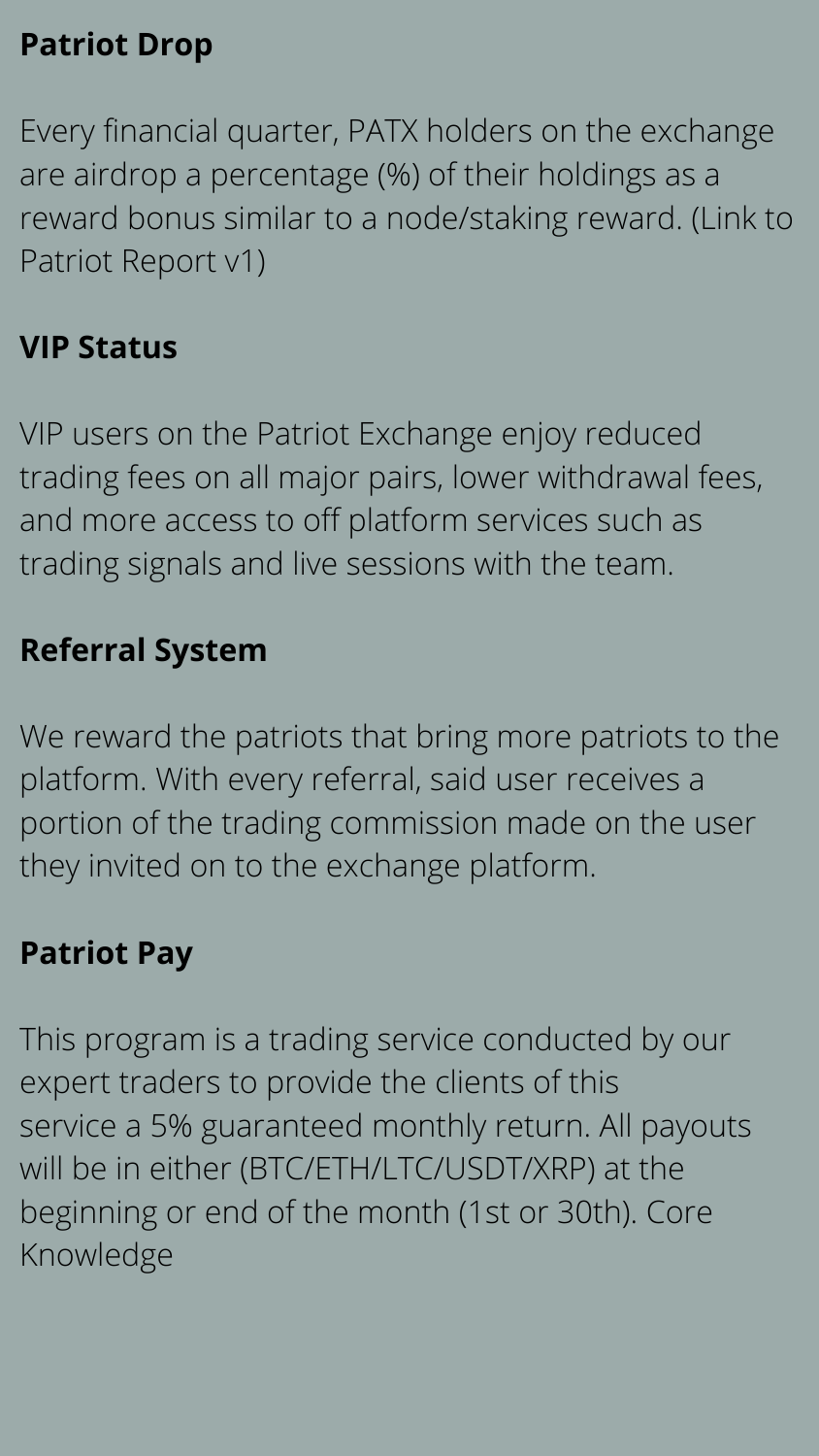**Patriot Drop**

Every financial quarter, PATX holders on the exchange are airdrop a percentage (%) of their holdings as a reward bonus similar to a node/staking reward. (Link to Patriot Report v1)

**VIP Status**

VIP users on the Patriot Exchange enjoy reduced trading fees on all major pairs, lower withdrawal fees, and more access to off platform services such as trading signals and live sessions with the team.

**Referral System**

We reward the patriots that bring more patriots to the platform. With every referral, said user receives a portion of the trading commission made on the user they invited on to the exchange platform.

**Patriot Pay**

This program is a trading service conducted by our expert traders to provide the clients of this service a 5% guaranteed monthly return. All payouts will be in either (BTC/ETH/LTC/USDT/XRP) at the beginning or end of the month (1st or 30th). Core Knowledge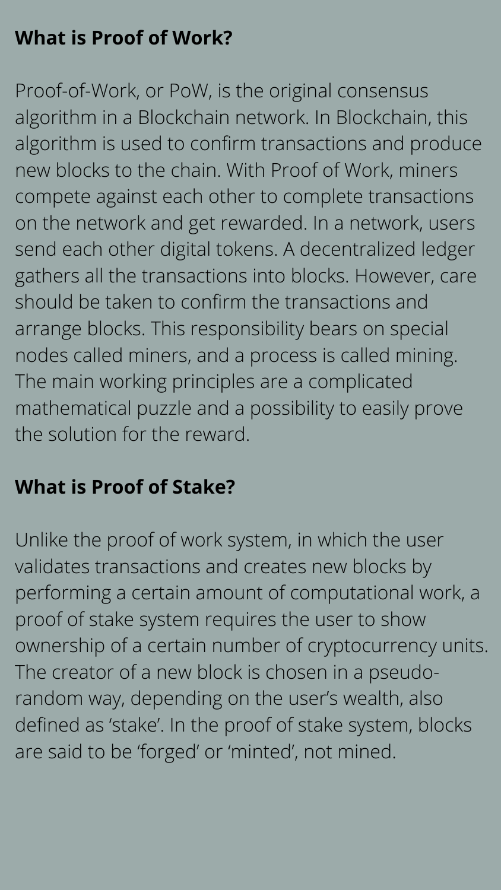**What is Proof of Work?**

Proof-of-Work, or PoW, is the original consensus algorithm in a Blockchain network. In Blockchain, this algorithm is used to confirm transactions and produce new blocks to the chain. With Proof of Work, miners compete against each other to complete transactions on the network and get rewarded. In a network, users send each other digital tokens. A decentralized ledger gathers all the transactions into blocks. However, care should be taken to confirm the transactions and arrange blocks. This responsibility bears on special nodes called miners, and a process is called mining. The main working principles are a complicated mathematical puzzle and a possibility to easily prove the solution for the reward.

**What is Proof of Stake?**

Unlike the proof of work system, in which the user validates transactions and creates new blocks by performing a certain amount of computational work, a proof of stake system requires the user to show ownership of a certain number of cryptocurrency units. The creator of a new block is chosen in a pseudo-random way, depending on the user's wealth, also defined as 'stake'. In the proof of stake system, blocks are said to be 'forged' or 'minted', not mined.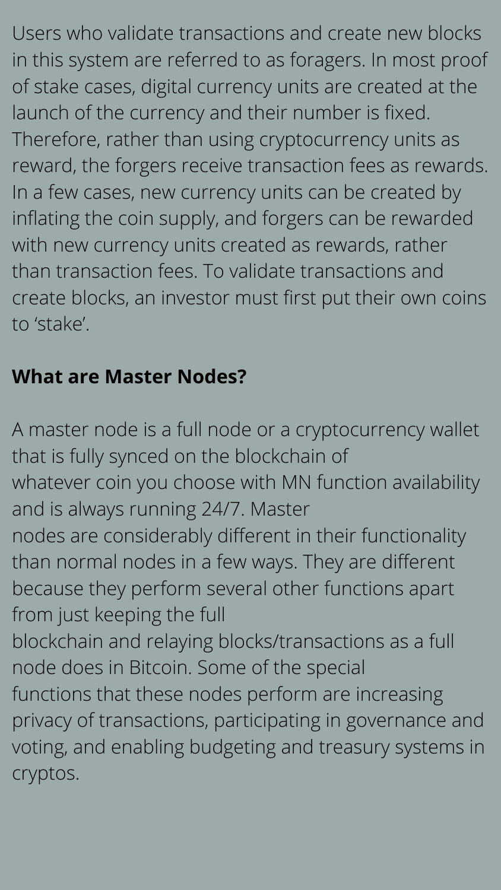Users who validate transactions and create new blocks in this system are referred to as foragers. In most proof of stake cases, digital currency units are created at the launch of the currency and their number is fixed. Therefore, rather than using cryptocurrency units as reward, the forgers receive transaction fees as rewards. In a few cases, new currency units can be created by inflating the coin supply, and forgers can be rewarded with new currency units created as rewards, rather than transaction fees. To validate transactions and create blocks, an investor must first put their own coins to 'stake'.

**What are Master Nodes?**

A master node is a full node or a cryptocurrency wallet that is fully synced on the blockchain of whatever coin you choose with MN function availability and is always running 24/7. Master nodes are considerably different in their functionality than normal nodes in a few ways. They are different because they perform several other functions apart from just keeping the full blockchain and relaying blocks/transactions as a full node does in Bitcoin. Some of the special functions that these nodes perform are increasing privacy of transactions, participating in governance and voting, and enabling budgeting and treasury systems in cryptos.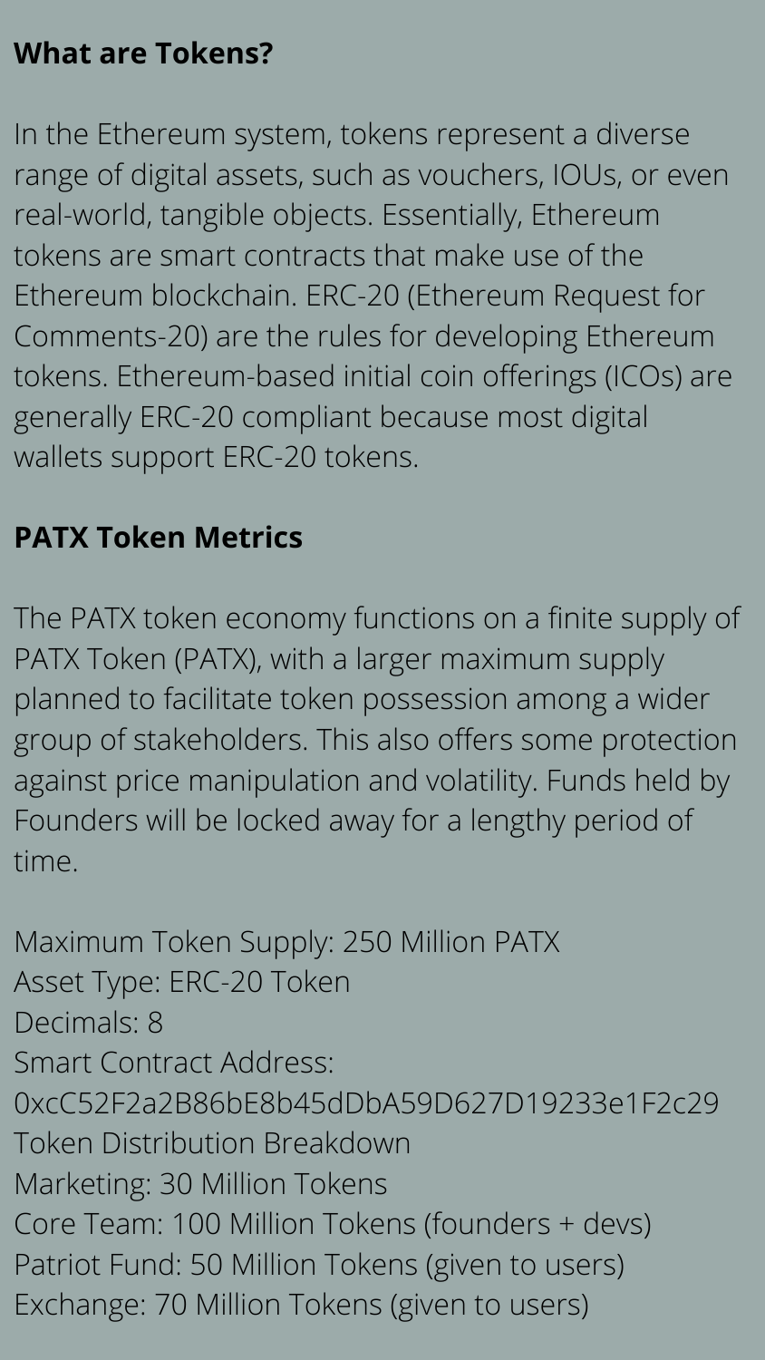**What are Tokens?**

In the Ethereum system, tokens represent a diverse range of digital assets, such as vouchers, IOUs, or even real-world, tangible objects. Essentially, Ethereum tokens are smart contracts that make use of the Ethereum blockchain. ERC-20 (Ethereum Request for Comments-20) are the rules for developing Ethereum tokens. Ethereum-based initial coin offerings (ICOs) are generally ERC-20 compliant because most digital wallets support ERC-20 tokens.

**PATX Token Metrics**

The PATX token economy functions on a finite supply of PATX Token (PATX), with a larger maximum supply planned to facilitate token possession among a wider group of stakeholders. This also offers some protection against price manipulation and volatility. Funds held by Founders will be locked away for a lengthy period of time.

Maximum Token Supply: 250 Million PATX
Asset Type: ERC-20 Token
Decimals: 8
Smart Contract Address:
0xcC52F2a2B86bE8b45dDbA59D627D19233e1F2c29
Token Distribution Breakdown
Marketing: 30 Million Tokens
Core Team: 100 Million Tokens (founders + devs)
Patriot Fund: 50 Million Tokens (given to users)
Exchange: 70 Million Tokens (given to users)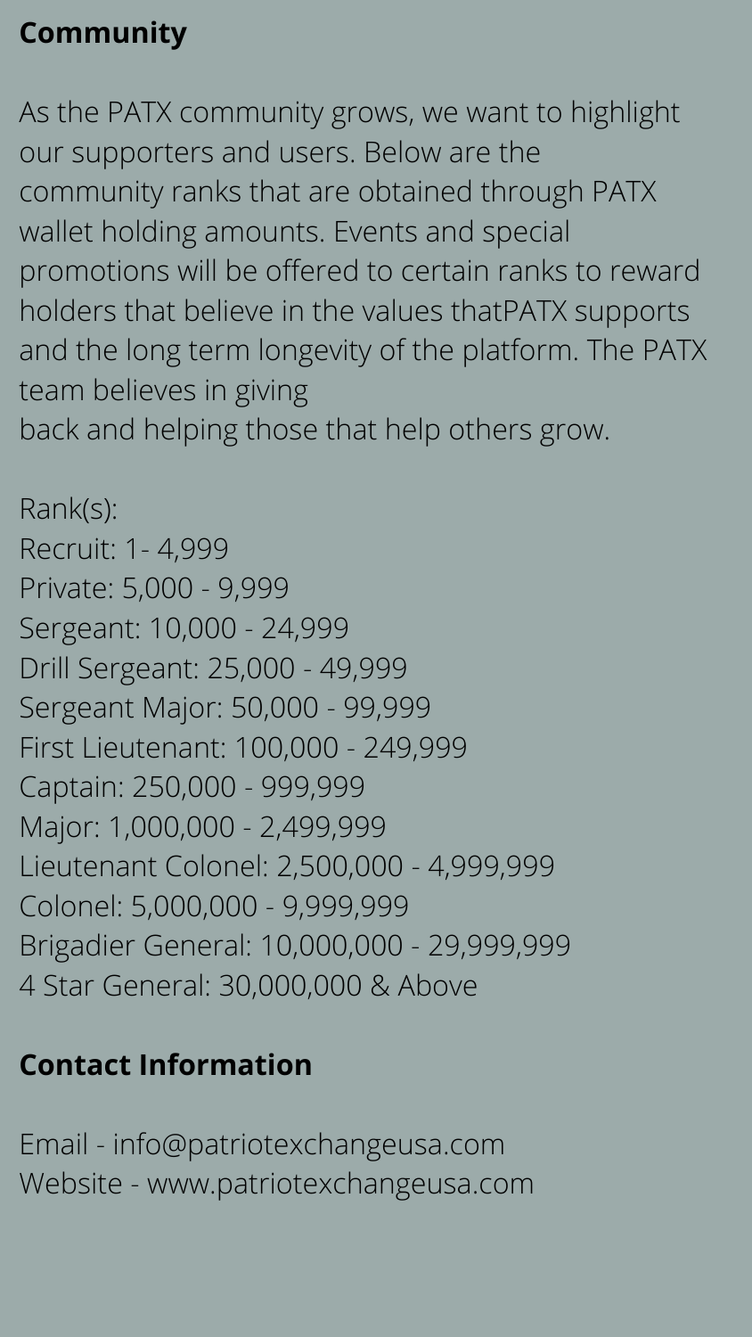## Community

As the PATX community grows, we want to highlight our supporters and users. Below are the community ranks that are obtained through PATX wallet holding amounts. Events and special promotions will be offered to certain ranks to reward holders that believe in the values thatPATX supports and the long term longevity of the platform. The PATX team believes in giving back and helping those that help others grow.

Rank(s):
Recruit: 1- 4,999
Private: 5,000 - 9,999
Sergeant: 10,000 - 24,999
Drill Sergeant: 25,000 - 49,999
Sergeant Major: 50,000 - 99,999
First Lieutenant: 100,000 - 249,999
Captain: 250,000 - 999,999
Major: 1,000,000 - 2,499,999
Lieutenant Colonel: 2,500,000 - 4,999,999
Colonel: 5,000,000 - 9,999,999
Brigadier General: 10,000,000 - 29,999,999
4 Star General: 30,000,000 & Above

## Contact Information

Email - info@patriotexchangeusa.com
Website - www.patriotexchangeusa.com